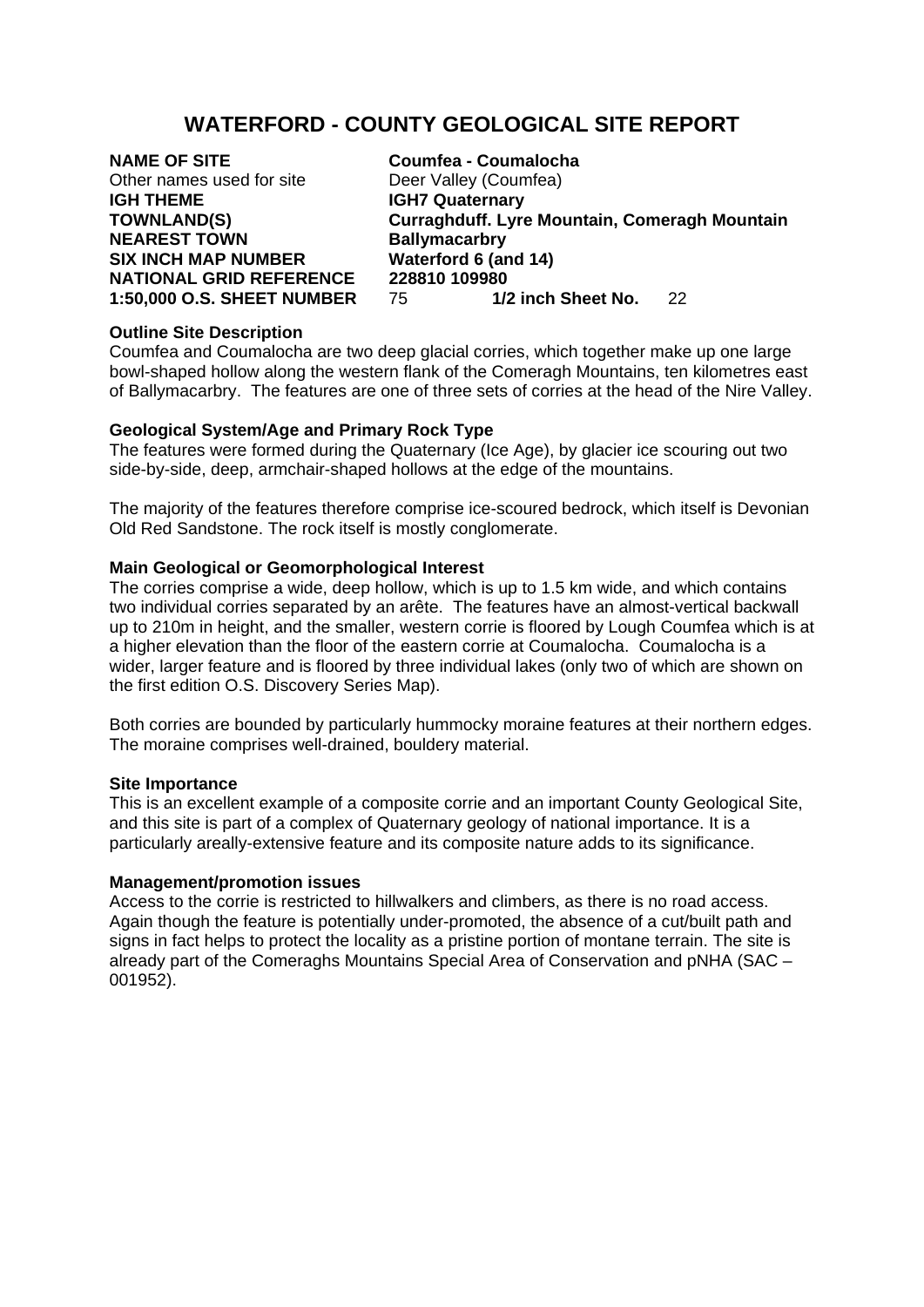# WATERFORD - COUNTY GEOLOGICAL SITE REPORT

| | |
|---|---|
| **NAME OF SITE** | **Coumfea - Coumalocha** |
| Other names used for site | Deer Valley (Coumfea) |
| **IGH THEME** | **IGH7 Quaternary** |
| **TOWNLAND(S)** | **Curraghduff. Lyre Mountain, Comeragh Mountain** |
| **NEAREST TOWN** | **Ballymacarbry** |
| **SIX INCH MAP NUMBER** | **Waterford 6 (and 14)** |
| **NATIONAL GRID REFERENCE** | **228810 109980** |
| **1:50,000 O.S. SHEET NUMBER** | 75 **1/2 inch Sheet No.** 22 |

**Outline Site Description**

Coumfea and Coumalocha are two deep glacial corries, which together make up one large bowl-shaped hollow along the western flank of the Comeragh Mountains, ten kilometres east of Ballymacarbry. The features are one of three sets of corries at the head of the Nire Valley.

**Geological System/Age and Primary Rock Type**

The features were formed during the Quaternary (Ice Age), by glacier ice scouring out two side-by-side, deep, armchair-shaped hollows at the edge of the mountains.

The majority of the features therefore comprise ice-scoured bedrock, which itself is Devonian Old Red Sandstone. The rock itself is mostly conglomerate.

**Main Geological or Geomorphological Interest**

The corries comprise a wide, deep hollow, which is up to 1.5 km wide, and which contains two individual corries separated by an arête. The features have an almost-vertical backwall up to 210m in height, and the smaller, western corrie is floored by Lough Coumfea which is at a higher elevation than the floor of the eastern corrie at Coumalocha. Coumalocha is a wider, larger feature and is floored by three individual lakes (only two of which are shown on the first edition O.S. Discovery Series Map).

Both corries are bounded by particularly hummocky moraine features at their northern edges. The moraine comprises well-drained, bouldery material.

**Site Importance**

This is an excellent example of a composite corrie and an important County Geological Site, and this site is part of a complex of Quaternary geology of national importance. It is a particularly areally-extensive feature and its composite nature adds to its significance.

**Management/promotion issues**

Access to the corrie is restricted to hillwalkers and climbers, as there is no road access. Again though the feature is potentially under-promoted, the absence of a cut/built path and signs in fact helps to protect the locality as a pristine portion of montane terrain. The site is already part of the Comeraghs Mountains Special Area of Conservation and pNHA (SAC – 001952).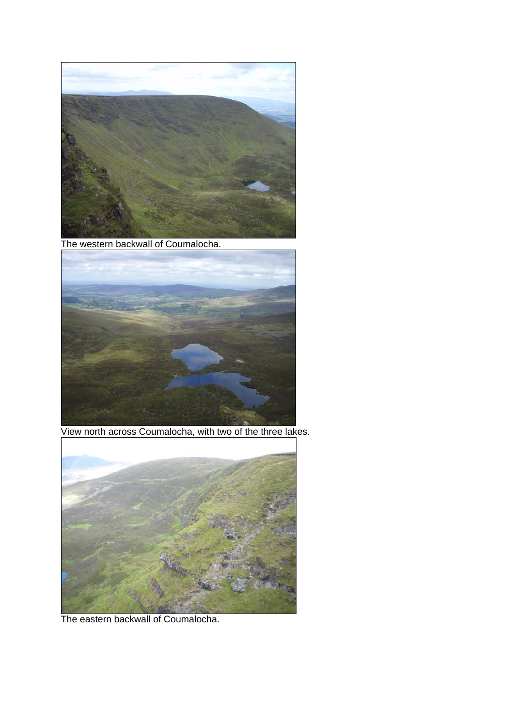The western backwall of Coumalocha.

View north across Coumalocha, with two of the three lakes.

The eastern backwall of Coumalocha.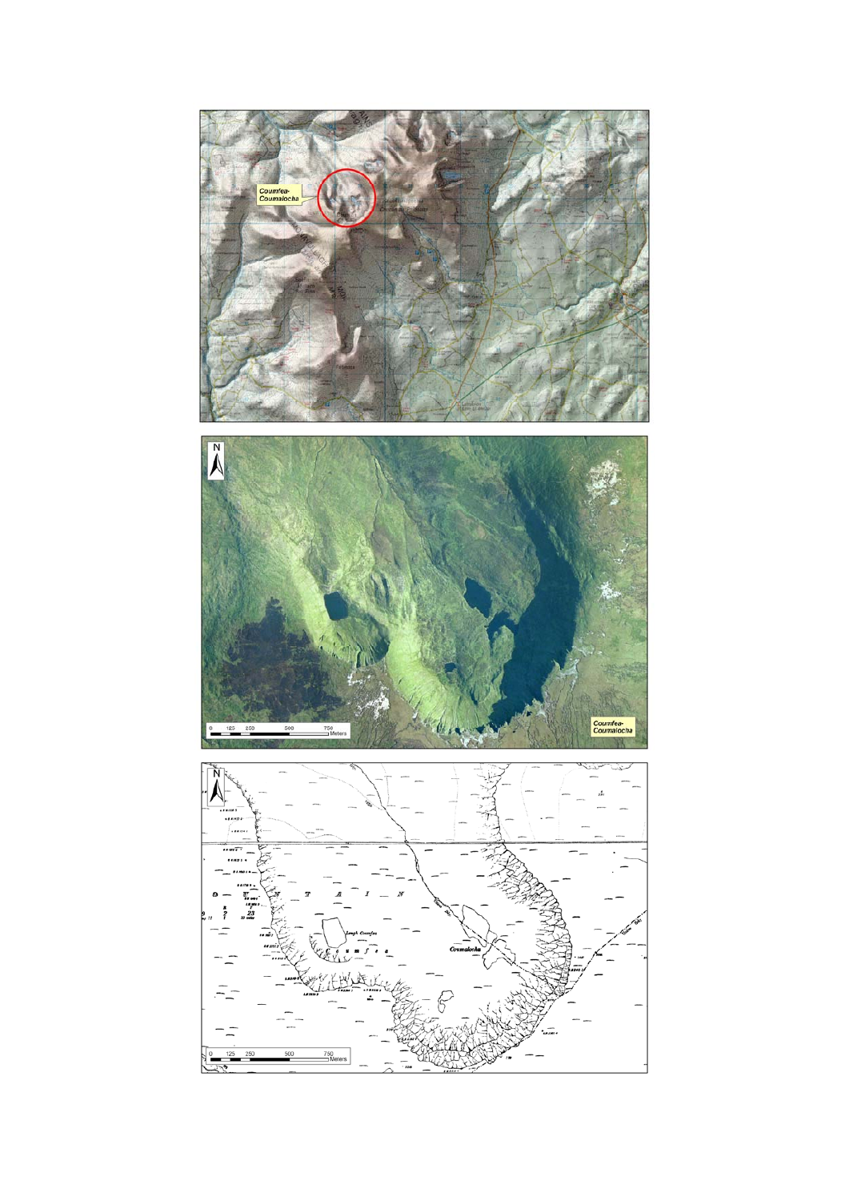Coumfea-Coumalocha

N

0 125 250 500 750 Meters

Coumfea-Coumalocha

N

Lough Coumfea

Coumfea

Coumalocha

0 125 250 500 750 Meters